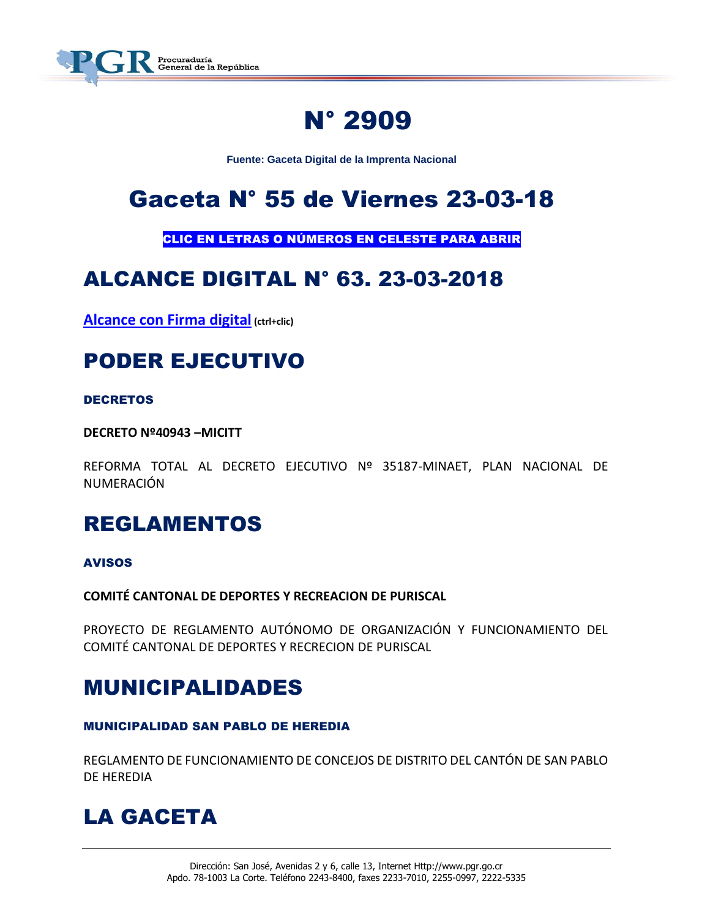# N° 2909

**Fuente: Gaceta Digital de la Imprenta Nacional**

# Gaceta N° 55 de Viernes 23-03-18

**CLIC EN LETRAS O NÚMEROS EN CELESTE PARA ABRIR**

## ALCANCE DIGITAL N° 63. 23-03-2018

**Alcance con Firma digital** **(ctrl+clic)**

## PODER EJECUTIVO

### DECRETOS

**DECRETO Nº40943 –MICITT**

REFORMA TOTAL AL DECRETO EJECUTIVO Nº 35187-MINAET, PLAN NACIONAL DE NUMERACIÓN

## REGLAMENTOS

### AVISOS

**COMITÉ CANTONAL DE DEPORTES Y RECREACION DE PURISCAL**

PROYECTO DE REGLAMENTO AUTÓNOMO DE ORGANIZACIÓN Y FUNCIONAMIENTO DEL COMITÉ CANTONAL DE DEPORTES Y RECRECION DE PURISCAL

## MUNICIPALIDADES

### MUNICIPALIDAD SAN PABLO DE HEREDIA

REGLAMENTO DE FUNCIONAMIENTO DE CONCEJOS DE DISTRITO DEL CANTÓN DE SAN PABLO DE HEREDIA

## LA GACETA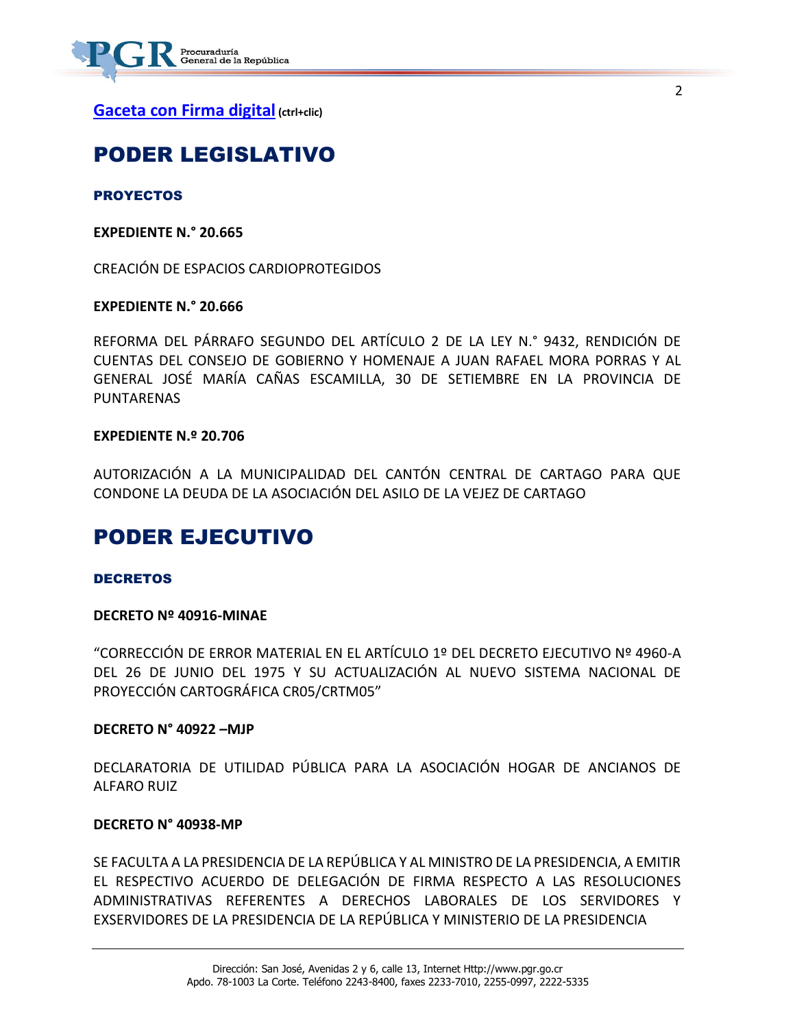[Gaceta con Firma digital](#) **(ctrl+clic)**

# PODER LEGISLATIVO

### PROYECTOS

**EXPEDIENTE N.° 20.665**

CREACIÓN DE ESPACIOS CARDIOPROTEGIDOS

**EXPEDIENTE N.° 20.666**

REFORMA DEL PÁRRAFO SEGUNDO DEL ARTÍCULO 2 DE LA LEY N.° 9432, RENDICIÓN DE CUENTAS DEL CONSEJO DE GOBIERNO Y HOMENAJE A JUAN RAFAEL MORA PORRAS Y AL GENERAL JOSÉ MARÍA CAÑAS ESCAMILLA, 30 DE SETIEMBRE EN LA PROVINCIA DE PUNTARENAS

**EXPEDIENTE N.º 20.706**

AUTORIZACIÓN A LA MUNICIPALIDAD DEL CANTÓN CENTRAL DE CARTAGO PARA QUE CONDONE LA DEUDA DE LA ASOCIACIÓN DEL ASILO DE LA VEJEZ DE CARTAGO

# PODER EJECUTIVO

### DECRETOS

**DECRETO Nº 40916-MINAE**

"CORRECCIÓN DE ERROR MATERIAL EN EL ARTÍCULO 1º DEL DECRETO EJECUTIVO Nº 4960-A DEL 26 DE JUNIO DEL 1975 Y SU ACTUALIZACIÓN AL NUEVO SISTEMA NACIONAL DE PROYECCIÓN CARTOGRÁFICA CR05/CRTM05"

**DECRETO N° 40922 –MJP**

DECLARATORIA DE UTILIDAD PÚBLICA PARA LA ASOCIACIÓN HOGAR DE ANCIANOS DE ALFARO RUIZ

**DECRETO N° 40938-MP**

SE FACULTA A LA PRESIDENCIA DE LA REPÚBLICA Y AL MINISTRO DE LA PRESIDENCIA, A EMITIR EL RESPECTIVO ACUERDO DE DELEGACIÓN DE FIRMA RESPECTO A LAS RESOLUCIONES ADMINISTRATIVAS REFERENTES A DERECHOS LABORALES DE LOS SERVIDORES Y EXSERVIDORES DE LA PRESIDENCIA DE LA REPÚBLICA Y MINISTERIO DE LA PRESIDENCIA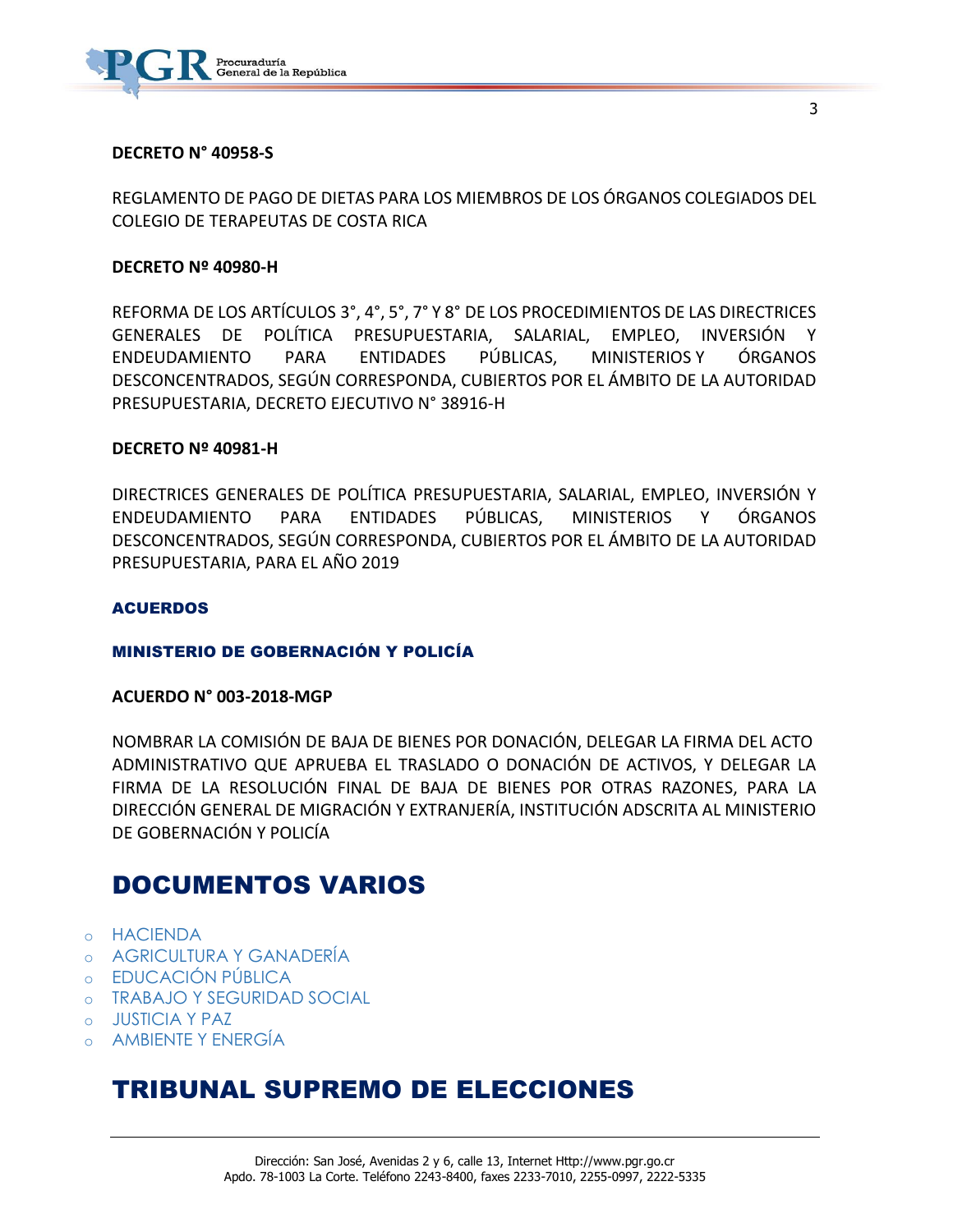**DECRETO N° 40958-S**

REGLAMENTO DE PAGO DE DIETAS PARA LOS MIEMBROS DE LOS ÓRGANOS COLEGIADOS DEL COLEGIO DE TERAPEUTAS DE COSTA RICA

**DECRETO Nº 40980-H**

REFORMA DE LOS ARTÍCULOS 3°, 4°, 5°, 7° Y 8° DE LOS PROCEDIMIENTOS DE LAS DIRECTRICES GENERALES DE POLÍTICA PRESUPUESTARIA, SALARIAL, EMPLEO, INVERSIÓN Y ENDEUDAMIENTO PARA ENTIDADES PÚBLICAS, MINISTERIOS Y ÓRGANOS DESCONCENTRADOS, SEGÚN CORRESPONDA, CUBIERTOS POR EL ÁMBITO DE LA AUTORIDAD PRESUPUESTARIA, DECRETO EJECUTIVO N° 38916-H

**DECRETO Nº 40981-H**

DIRECTRICES GENERALES DE POLÍTICA PRESUPUESTARIA, SALARIAL, EMPLEO, INVERSIÓN Y ENDEUDAMIENTO PARA ENTIDADES PÚBLICAS, MINISTERIOS Y ÓRGANOS DESCONCENTRADOS, SEGÚN CORRESPONDA, CUBIERTOS POR EL ÁMBITO DE LA AUTORIDAD PRESUPUESTARIA, PARA EL AÑO 2019

### ACUERDOS

#### MINISTERIO DE GOBERNACIÓN Y POLICÍA

**ACUERDO N° 003-2018-MGP**

NOMBRAR LA COMISIÓN DE BAJA DE BIENES POR DONACIÓN, DELEGAR LA FIRMA DEL ACTO ADMINISTRATIVO QUE APRUEBA EL TRASLADO O DONACIÓN DE ACTIVOS, Y DELEGAR LA FIRMA DE LA RESOLUCIÓN FINAL DE BAJA DE BIENES POR OTRAS RAZONES, PARA LA DIRECCIÓN GENERAL DE MIGRACIÓN Y EXTRANJERÍA, INSTITUCIÓN ADSCRITA AL MINISTERIO DE GOBERNACIÓN Y POLICÍA

## DOCUMENTOS VARIOS

- HACIENDA
- AGRICULTURA Y GANADERÍA
- EDUCACIÓN PÚBLICA
- TRABAJO Y SEGURIDAD SOCIAL
- JUSTICIA Y PAZ
- AMBIENTE Y ENERGÍA

## TRIBUNAL SUPREMO DE ELECCIONES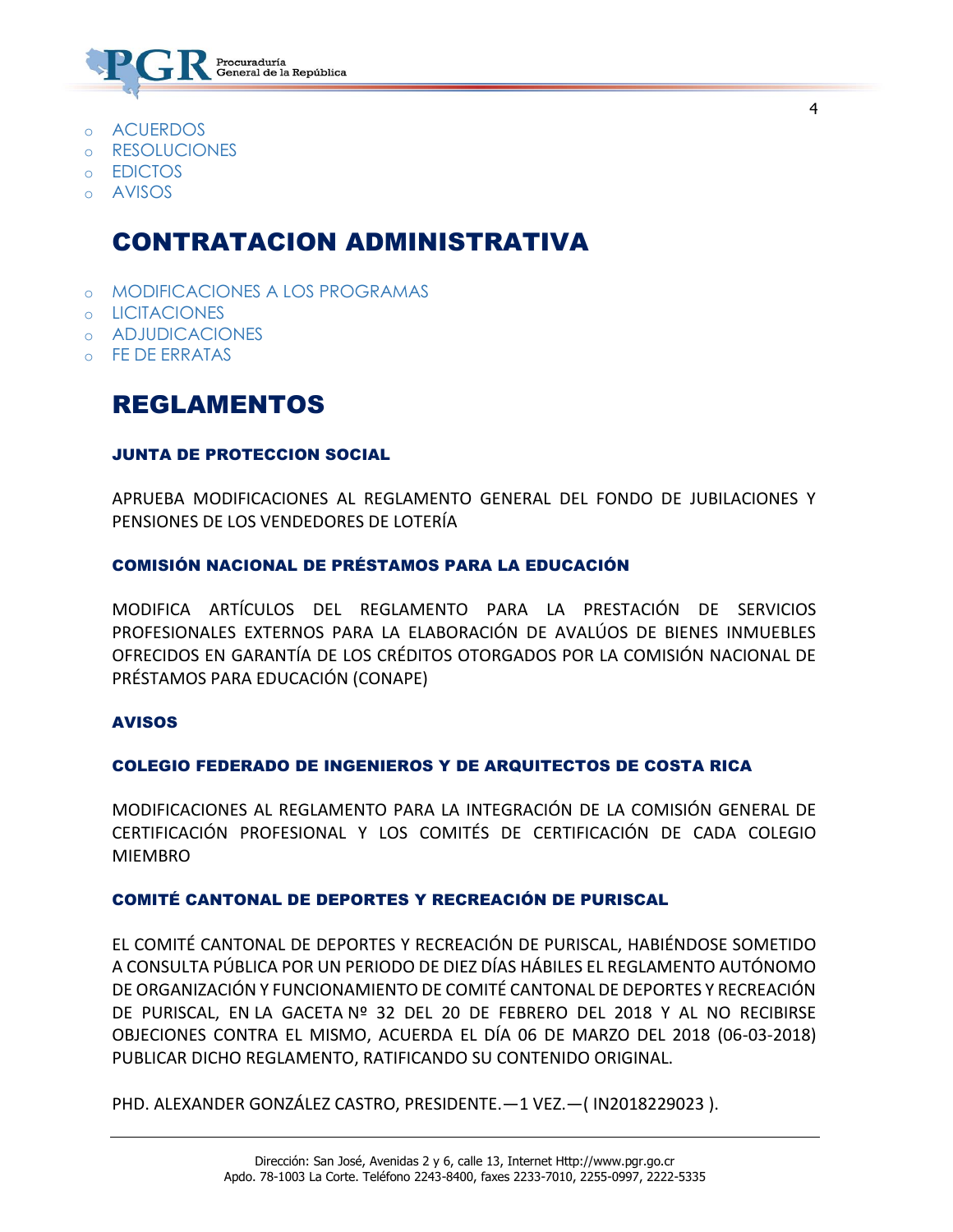- ACUERDOS
- RESOLUCIONES
- EDICTOS
- AVISOS

## CONTRATACION ADMINISTRATIVA

- MODIFICACIONES A LOS PROGRAMAS
- LICITACIONES
- ADJUDICACIONES
- FE DE ERRATAS

## REGLAMENTOS

### JUNTA DE PROTECCION SOCIAL

APRUEBA MODIFICACIONES AL REGLAMENTO GENERAL DEL FONDO DE JUBILACIONES Y PENSIONES DE LOS VENDEDORES DE LOTERÍA

### COMISIÓN NACIONAL DE PRÉSTAMOS PARA LA EDUCACIÓN

MODIFICA ARTÍCULOS DEL REGLAMENTO PARA LA PRESTACIÓN DE SERVICIOS PROFESIONALES EXTERNOS PARA LA ELABORACIÓN DE AVALÚOS DE BIENES INMUEBLES OFRECIDOS EN GARANTÍA DE LOS CRÉDITOS OTORGADOS POR LA COMISIÓN NACIONAL DE PRÉSTAMOS PARA EDUCACIÓN (CONAPE)

### AVISOS

### COLEGIO FEDERADO DE INGENIEROS Y DE ARQUITECTOS DE COSTA RICA

MODIFICACIONES AL REGLAMENTO PARA LA INTEGRACIÓN DE LA COMISIÓN GENERAL DE CERTIFICACIÓN PROFESIONAL Y LOS COMITÉS DE CERTIFICACIÓN DE CADA COLEGIO MIEMBRO

### COMITÉ CANTONAL DE DEPORTES Y RECREACIÓN DE PURISCAL

EL COMITÉ CANTONAL DE DEPORTES Y RECREACIÓN DE PURISCAL, HABIÉNDOSE SOMETIDO A CONSULTA PÚBLICA POR UN PERIODO DE DIEZ DÍAS HÁBILES EL REGLAMENTO AUTÓNOMO DE ORGANIZACIÓN Y FUNCIONAMIENTO DE COMITÉ CANTONAL DE DEPORTES Y RECREACIÓN DE PURISCAL, EN LA GACETA Nº 32 DEL 20 DE FEBRERO DEL 2018 Y AL NO RECIBIRSE OBJECIONES CONTRA EL MISMO, ACUERDA EL DÍA 06 DE MARZO DEL 2018 (06-03-2018) PUBLICAR DICHO REGLAMENTO, RATIFICANDO SU CONTENIDO ORIGINAL.

PHD. ALEXANDER GONZÁLEZ CASTRO, PRESIDENTE.—1 VEZ.—( IN2018229023 ).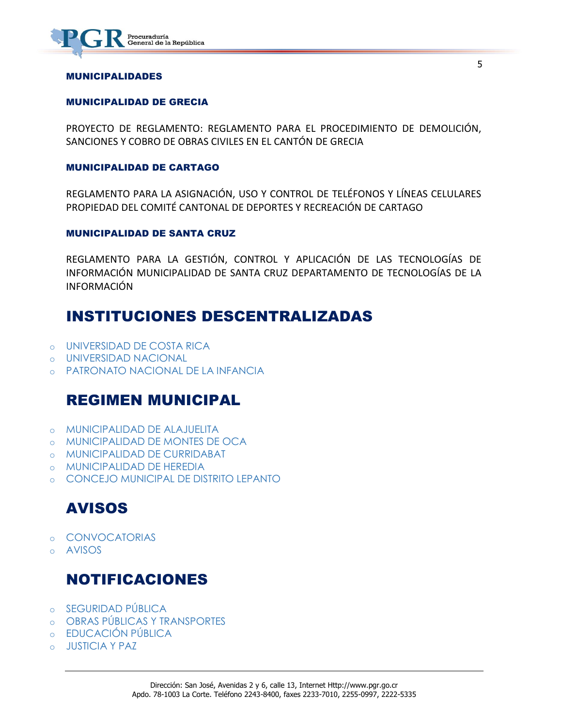### MUNICIPALIDADES

#### MUNICIPALIDAD DE GRECIA

PROYECTO DE REGLAMENTO: REGLAMENTO PARA EL PROCEDIMIENTO DE DEMOLICIÓN, SANCIONES Y COBRO DE OBRAS CIVILES EN EL CANTÓN DE GRECIA

#### MUNICIPALIDAD DE CARTAGO

REGLAMENTO PARA LA ASIGNACIÓN, USO Y CONTROL DE TELÉFONOS Y LÍNEAS CELULARES PROPIEDAD DEL COMITÉ CANTONAL DE DEPORTES Y RECREACIÓN DE CARTAGO

#### MUNICIPALIDAD DE SANTA CRUZ

REGLAMENTO PARA LA GESTIÓN, CONTROL Y APLICACIÓN DE LAS TECNOLOGÍAS DE INFORMACIÓN MUNICIPALIDAD DE SANTA CRUZ DEPARTAMENTO DE TECNOLOGÍAS DE LA INFORMACIÓN

## INSTITUCIONES DESCENTRALIZADAS

- UNIVERSIDAD DE COSTA RICA
- UNIVERSIDAD NACIONAL
- PATRONATO NACIONAL DE LA INFANCIA

## REGIMEN MUNICIPAL

- MUNICIPALIDAD DE ALAJUELITA
- MUNICIPALIDAD DE MONTES DE OCA
- MUNICIPALIDAD DE CURRIDABAT
- MUNICIPALIDAD DE HEREDIA
- CONCEJO MUNICIPAL DE DISTRITO LEPANTO

## AVISOS

- CONVOCATORIAS
- AVISOS

## NOTIFICACIONES

- SEGURIDAD PÚBLICA
- OBRAS PÚBLICAS Y TRANSPORTES
- EDUCACIÓN PÚBLICA
- JUSTICIA Y PAZ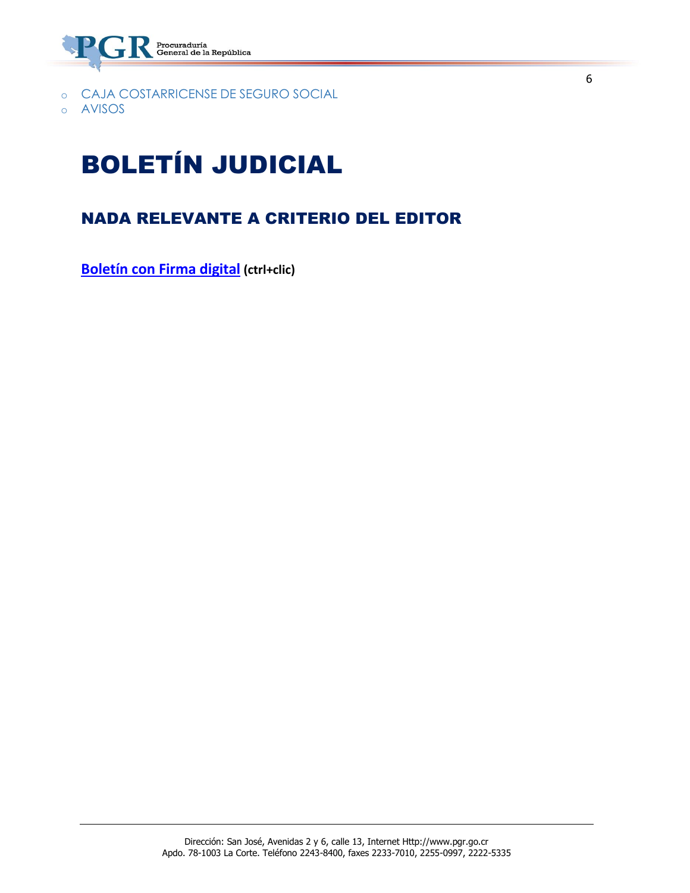- CAJA COSTARRICENSE DE SEGURO SOCIAL
- AVISOS

# BOLETÍN JUDICIAL

## NADA RELEVANTE A CRITERIO DEL EDITOR

**Boletín con Firma digital** **(ctrl+clic)**